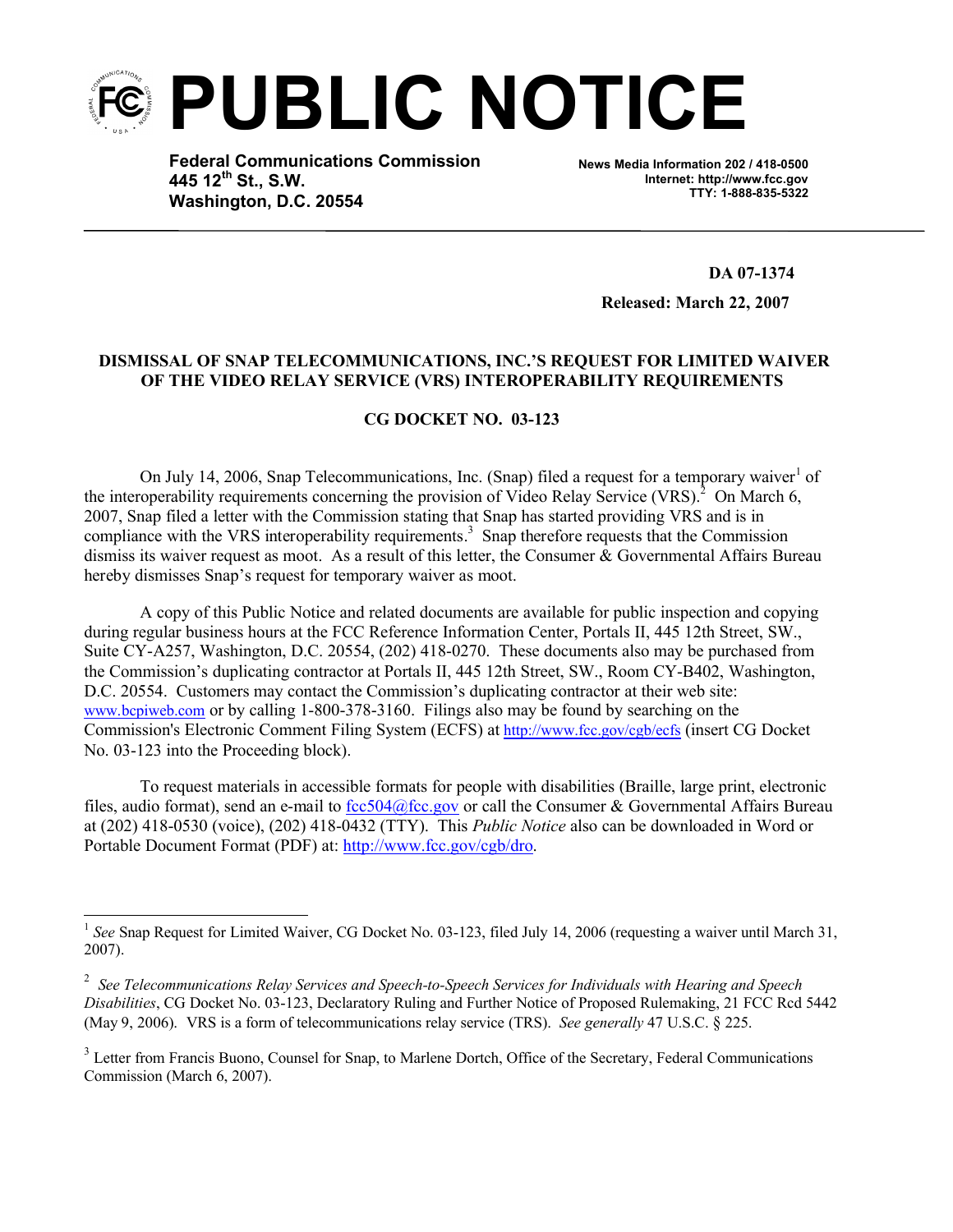# PUBLIC NOTICE

**Federal Communications Commission**
**445 12th St., S.W.**
**Washington, D.C. 20554**

**News Media Information 202 / 418-0500**
**Internet: http://www.fcc.gov**
**TTY: 1-888-835-5322**

**DA 07-1374**

**Released: March 22, 2007**

**DISMISSAL OF SNAP TELECOMMUNICATIONS, INC.'S REQUEST FOR LIMITED WAIVER OF THE VIDEO RELAY SERVICE (VRS) INTEROPERABILITY REQUIREMENTS**

**CG DOCKET NO. 03-123**

On July 14, 2006, Snap Telecommunications, Inc. (Snap) filed a request for a temporary waiver[1] of the interoperability requirements concerning the provision of Video Relay Service (VRS).[2] On March 6, 2007, Snap filed a letter with the Commission stating that Snap has started providing VRS and is in compliance with the VRS interoperability requirements.[3] Snap therefore requests that the Commission dismiss its waiver request as moot. As a result of this letter, the Consumer & Governmental Affairs Bureau hereby dismisses Snap's request for temporary waiver as moot.

A copy of this Public Notice and related documents are available for public inspection and copying during regular business hours at the FCC Reference Information Center, Portals II, 445 12th Street, SW., Suite CY-A257, Washington, D.C. 20554, (202) 418-0270. These documents also may be purchased from the Commission's duplicating contractor at Portals II, 445 12th Street, SW., Room CY-B402, Washington, D.C. 20554. Customers may contact the Commission's duplicating contractor at their web site: www.bcpiweb.com or by calling 1-800-378-3160. Filings also may be found by searching on the Commission's Electronic Comment Filing System (ECFS) at http://www.fcc.gov/cgb/ecfs (insert CG Docket No. 03-123 into the Proceeding block).

To request materials in accessible formats for people with disabilities (Braille, large print, electronic files, audio format), send an e-mail to fcc504@fcc.gov or call the Consumer & Governmental Affairs Bureau at (202) 418-0530 (voice), (202) 418-0432 (TTY). This *Public Notice* also can be downloaded in Word or Portable Document Format (PDF) at: http://www.fcc.gov/cgb/dro.

---

[1] *See* Snap Request for Limited Waiver, CG Docket No. 03-123, filed July 14, 2006 (requesting a waiver until March 31, 2007).

[2] *See Telecommunications Relay Services and Speech-to-Speech Services for Individuals with Hearing and Speech Disabilities*, CG Docket No. 03-123, Declaratory Ruling and Further Notice of Proposed Rulemaking, 21 FCC Rcd 5442 (May 9, 2006). VRS is a form of telecommunications relay service (TRS). *See generally* 47 U.S.C. § 225.

[3] Letter from Francis Buono, Counsel for Snap, to Marlene Dortch, Office of the Secretary, Federal Communications Commission (March 6, 2007).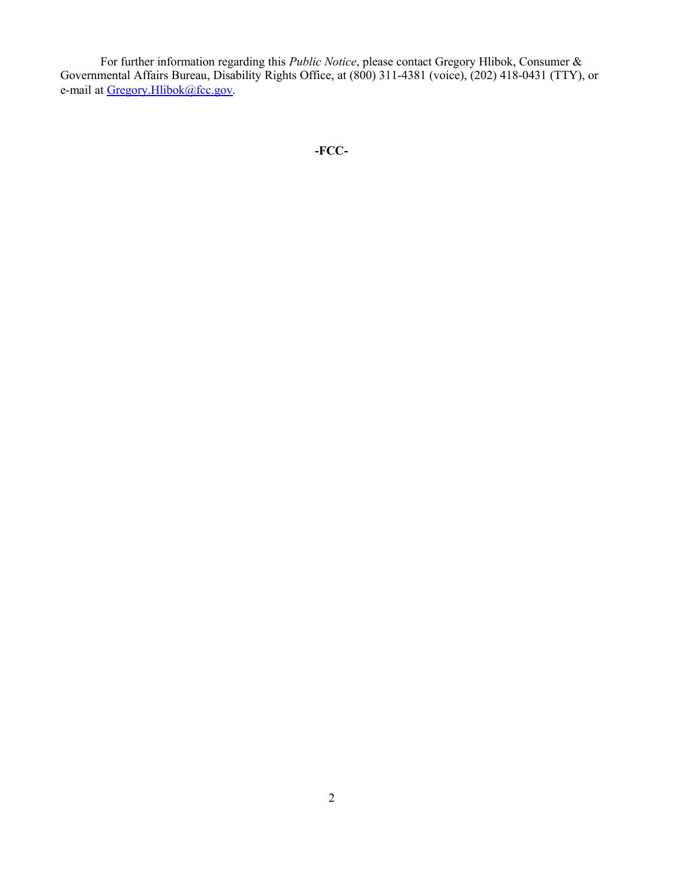For further information regarding this *Public Notice*, please contact Gregory Hlibok, Consumer & Governmental Affairs Bureau, Disability Rights Office, at (800) 311-4381 (voice), (202) 418-0431 (TTY), or e-mail at Gregory.Hlibok@fcc.gov.

**-FCC-**